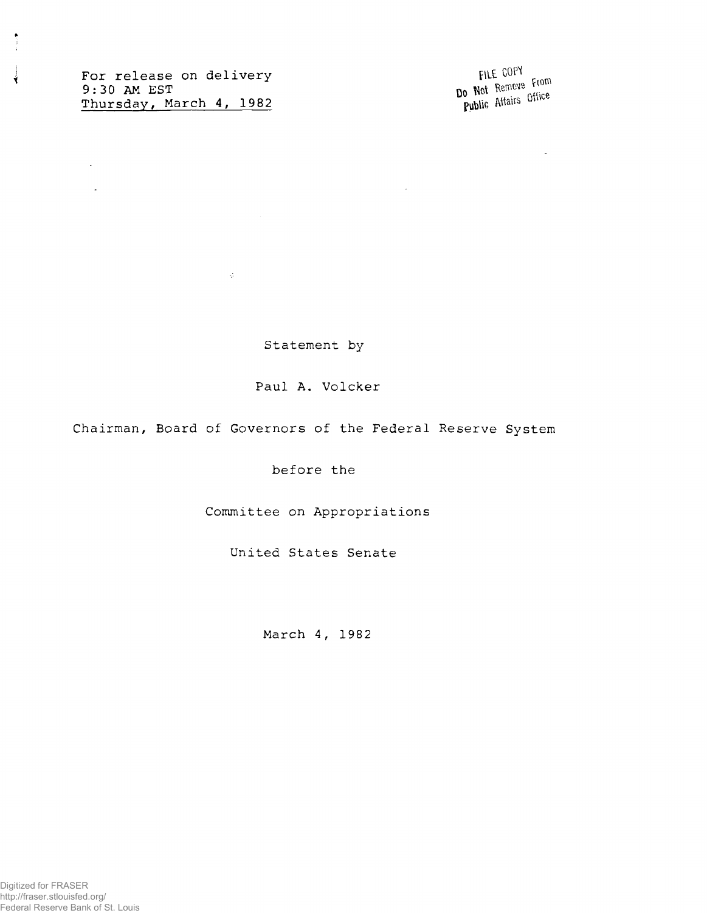For release on delivery
9:30 AM EST
Thursday, March 4, 1982

FILE COPY
Do Not Remove From
Public Affairs Office

Statement by

Paul A. Volcker

Chairman, Board of Governors of the Federal Reserve System

before the

Committee on Appropriations

United States Senate

March 4, 1982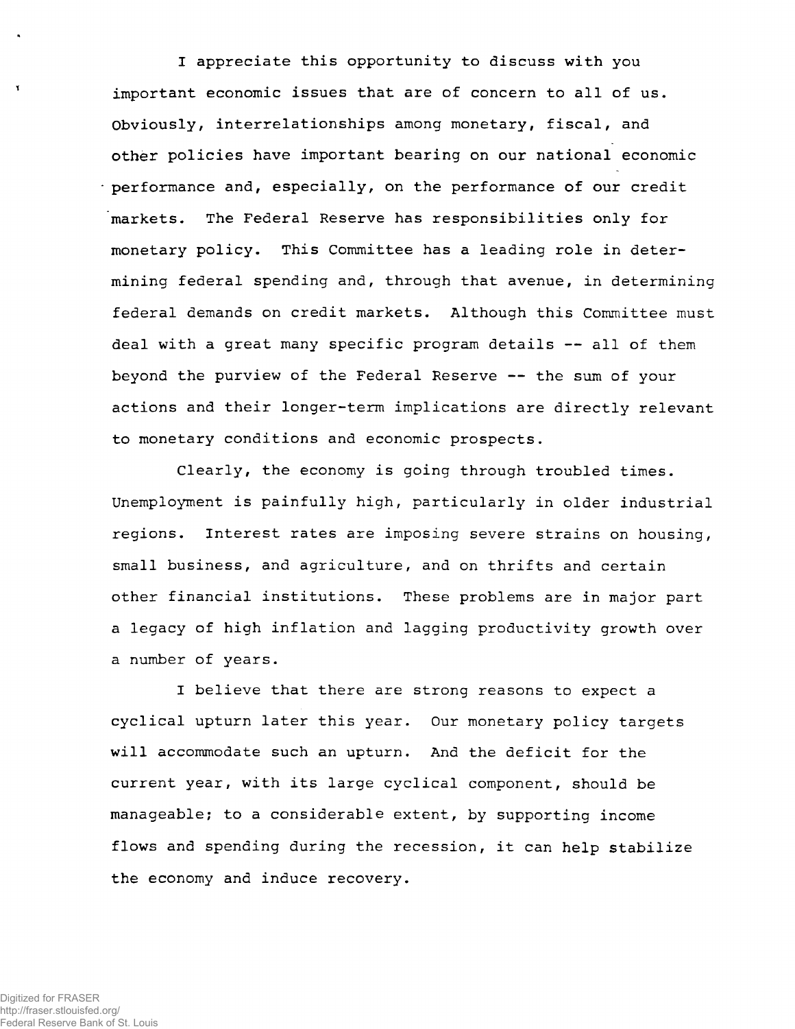I appreciate this opportunity to discuss with you important economic issues that are of concern to all of us. Obviously, interrelationships among monetary, fiscal, and other policies have important bearing on our national economic performance and, especially, on the performance of our credit markets. The Federal Reserve has responsibilities only for monetary policy. This Committee has a leading role in determining federal spending and, through that avenue, in determining federal demands on credit markets. Although this Committee must deal with a great many specific program details -- all of them beyond the purview of the Federal Reserve -- the sum of your actions and their longer-term implications are directly relevant to monetary conditions and economic prospects.

Clearly, the economy is going through troubled times. Unemployment is painfully high, particularly in older industrial regions. Interest rates are imposing severe strains on housing, small business, and agriculture, and on thrifts and certain other financial institutions. These problems are in major part a legacy of high inflation and lagging productivity growth over a number of years.

I believe that there are strong reasons to expect a cyclical upturn later this year. Our monetary policy targets will accommodate such an upturn. And the deficit for the current year, with its large cyclical component, should be manageable; to a considerable extent, by supporting income flows and spending during the recession, it can help stabilize the economy and induce recovery.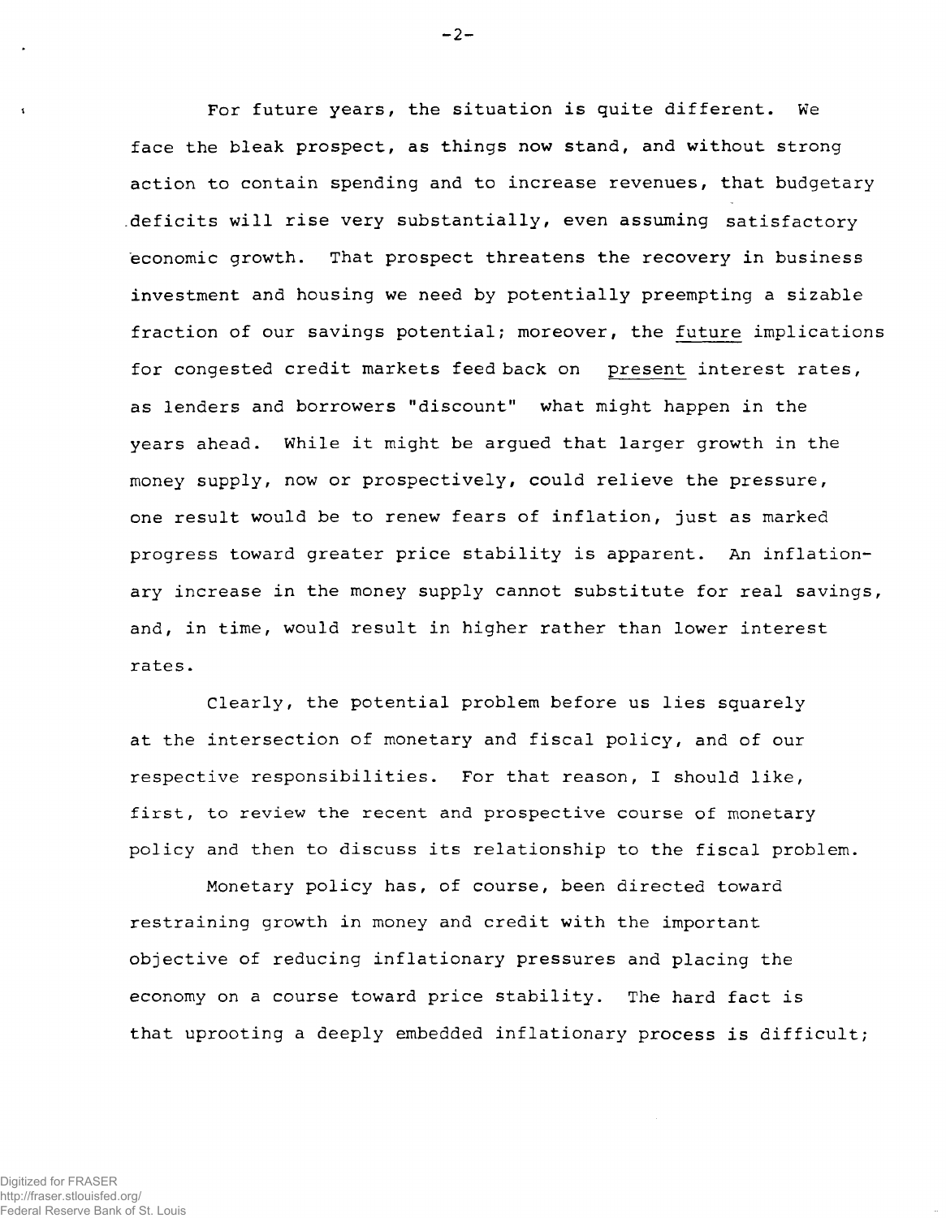For future years, the situation is quite different. We face the bleak prospect, as things now stand, and without strong action to contain spending and to increase revenues, that budgetary deficits will rise very substantially, even assuming satisfactory economic growth. That prospect threatens the recovery in business investment and housing we need by potentially preempting a sizable fraction of our savings potential; moreover, the future implications for congested credit markets feed back on present interest rates, as lenders and borrowers "discount" what might happen in the years ahead. While it might be argued that larger growth in the money supply, now or prospectively, could relieve the pressure, one result would be to renew fears of inflation, just as marked progress toward greater price stability is apparent. An inflationary increase in the money supply cannot substitute for real savings, and, in time, would result in higher rather than lower interest rates.

Clearly, the potential problem before us lies squarely at the intersection of monetary and fiscal policy, and of our respective responsibilities. For that reason, I should like, first, to review the recent and prospective course of monetary policy and then to discuss its relationship to the fiscal problem.

Monetary policy has, of course, been directed toward restraining growth in money and credit with the important objective of reducing inflationary pressures and placing the economy on a course toward price stability. The hard fact is that uprooting a deeply embedded inflationary process is difficult;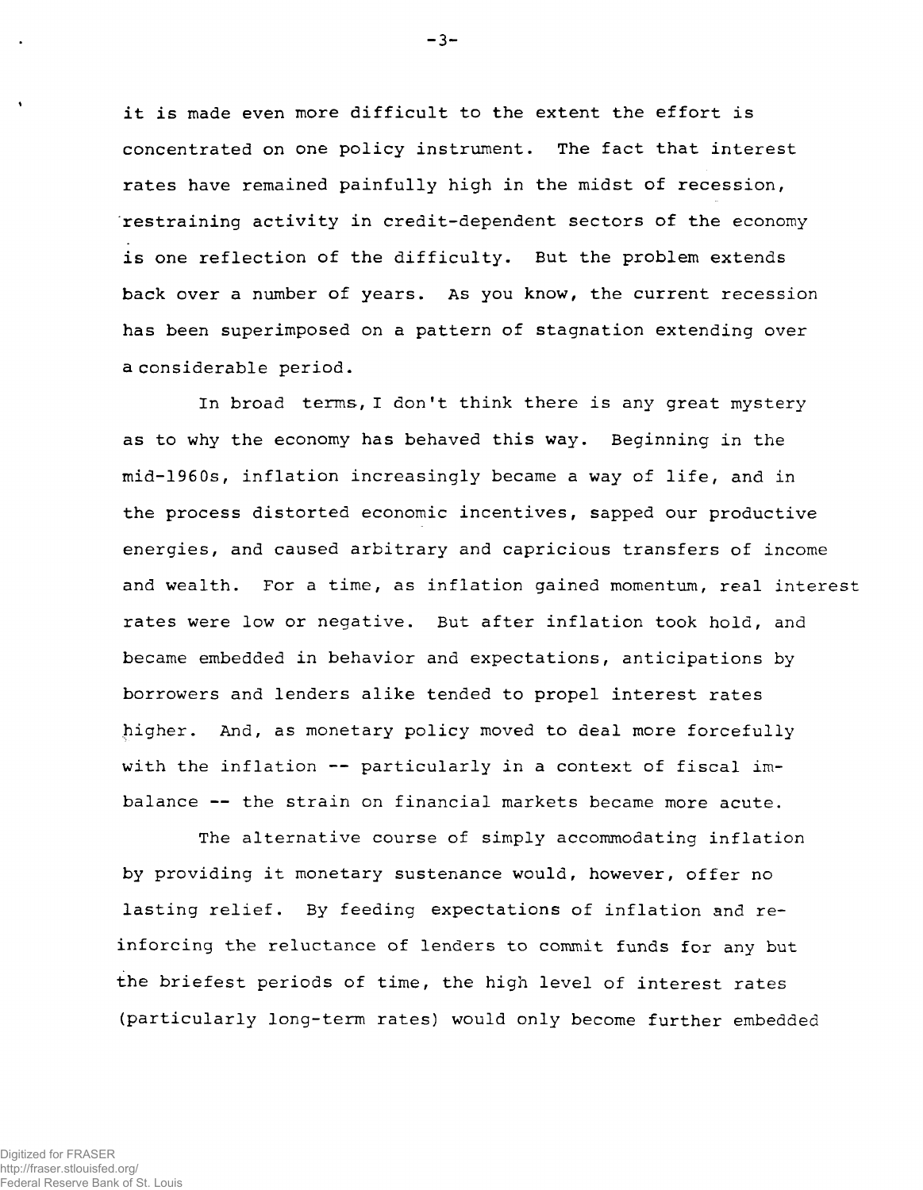it is made even more difficult to the extent the effort is concentrated on one policy instrument. The fact that interest rates have remained painfully high in the midst of recession, restraining activity in credit-dependent sectors of the economy is one reflection of the difficulty. But the problem extends back over a number of years. As you know, the current recession has been superimposed on a pattern of stagnation extending over a considerable period.

In broad terms, I don't think there is any great mystery as to why the economy has behaved this way. Beginning in the mid-1960s, inflation increasingly became a way of life, and in the process distorted economic incentives, sapped our productive energies, and caused arbitrary and capricious transfers of income and wealth. For a time, as inflation gained momentum, real interest rates were low or negative. But after inflation took hold, and became embedded in behavior and expectations, anticipations by borrowers and lenders alike tended to propel interest rates higher. And, as monetary policy moved to deal more forcefully with the inflation -- particularly in a context of fiscal imbalance -- the strain on financial markets became more acute.

The alternative course of simply accommodating inflation by providing it monetary sustenance would, however, offer no lasting relief. By feeding expectations of inflation and reinforcing the reluctance of lenders to commit funds for any but the briefest periods of time, the high level of interest rates (particularly long-term rates) would only become further embedded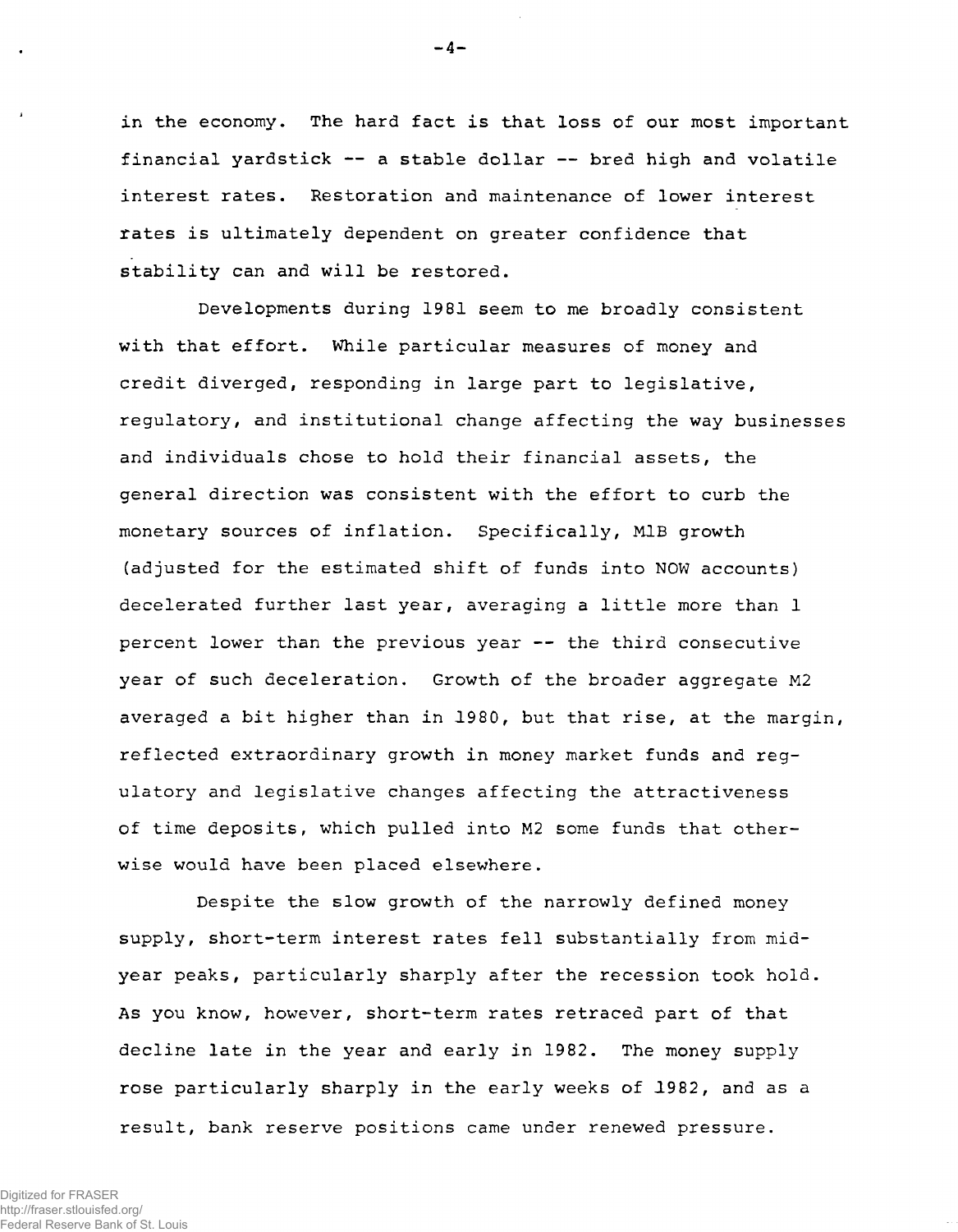in the economy. The hard fact is that loss of our most important financial yardstick -- a stable dollar -- bred high and volatile interest rates. Restoration and maintenance of lower interest rates is ultimately dependent on greater confidence that stability can and will be restored.

Developments during 1981 seem to me broadly consistent with that effort. While particular measures of money and credit diverged, responding in large part to legislative, regulatory, and institutional change affecting the way businesses and individuals chose to hold their financial assets, the general direction was consistent with the effort to curb the monetary sources of inflation. Specifically, M1B growth (adjusted for the estimated shift of funds into NOW accounts) decelerated further last year, averaging a little more than 1 percent lower than the previous year -- the third consecutive year of such deceleration. Growth of the broader aggregate M2 averaged a bit higher than in 1980, but that rise, at the margin, reflected extraordinary growth in money market funds and regulatory and legislative changes affecting the attractiveness of time deposits, which pulled into M2 some funds that otherwise would have been placed elsewhere.

Despite the slow growth of the narrowly defined money supply, short-term interest rates fell substantially from mid-year peaks, particularly sharply after the recession took hold. As you know, however, short-term rates retraced part of that decline late in the year and early in 1982. The money supply rose particularly sharply in the early weeks of 1982, and as a result, bank reserve positions came under renewed pressure.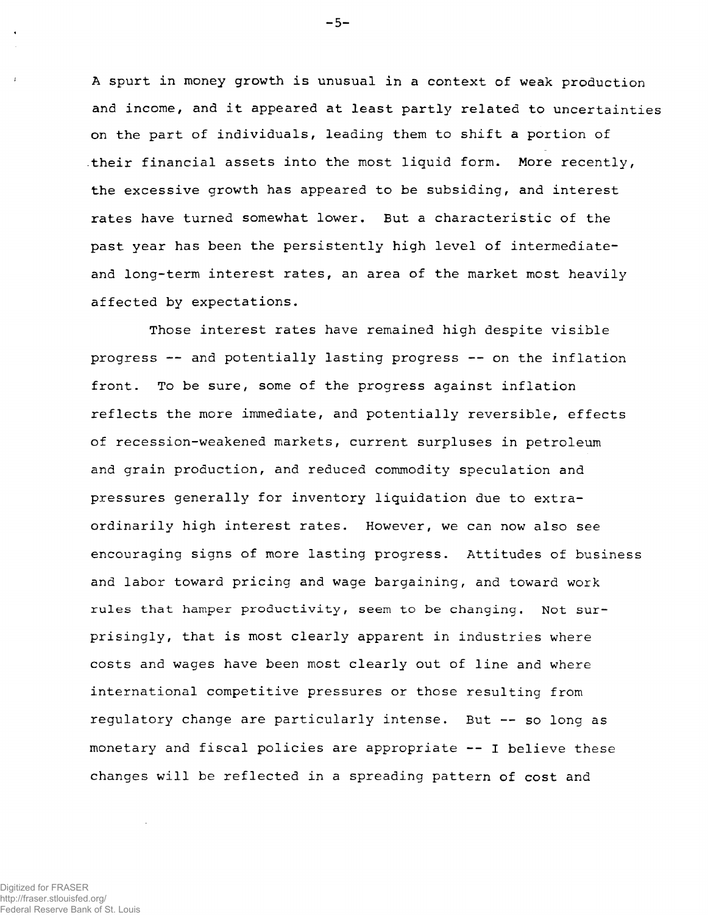A spurt in money growth is unusual in a context of weak production and income, and it appeared at least partly related to uncertainties on the part of individuals, leading them to shift a portion of their financial assets into the most liquid form. More recently, the excessive growth has appeared to be subsiding, and interest rates have turned somewhat lower. But a characteristic of the past year has been the persistently high level of intermediate- and long-term interest rates, an area of the market most heavily affected by expectations.

Those interest rates have remained high despite visible progress -- and potentially lasting progress -- on the inflation front. To be sure, some of the progress against inflation reflects the more immediate, and potentially reversible, effects of recession-weakened markets, current surpluses in petroleum and grain production, and reduced commodity speculation and pressures generally for inventory liquidation due to extraordinarily high interest rates. However, we can now also see encouraging signs of more lasting progress. Attitudes of business and labor toward pricing and wage bargaining, and toward work rules that hamper productivity, seem to be changing. Not surprisingly, that is most clearly apparent in industries where costs and wages have been most clearly out of line and where international competitive pressures or those resulting from regulatory change are particularly intense. But -- so long as monetary and fiscal policies are appropriate -- I believe these changes will be reflected in a spreading pattern of cost and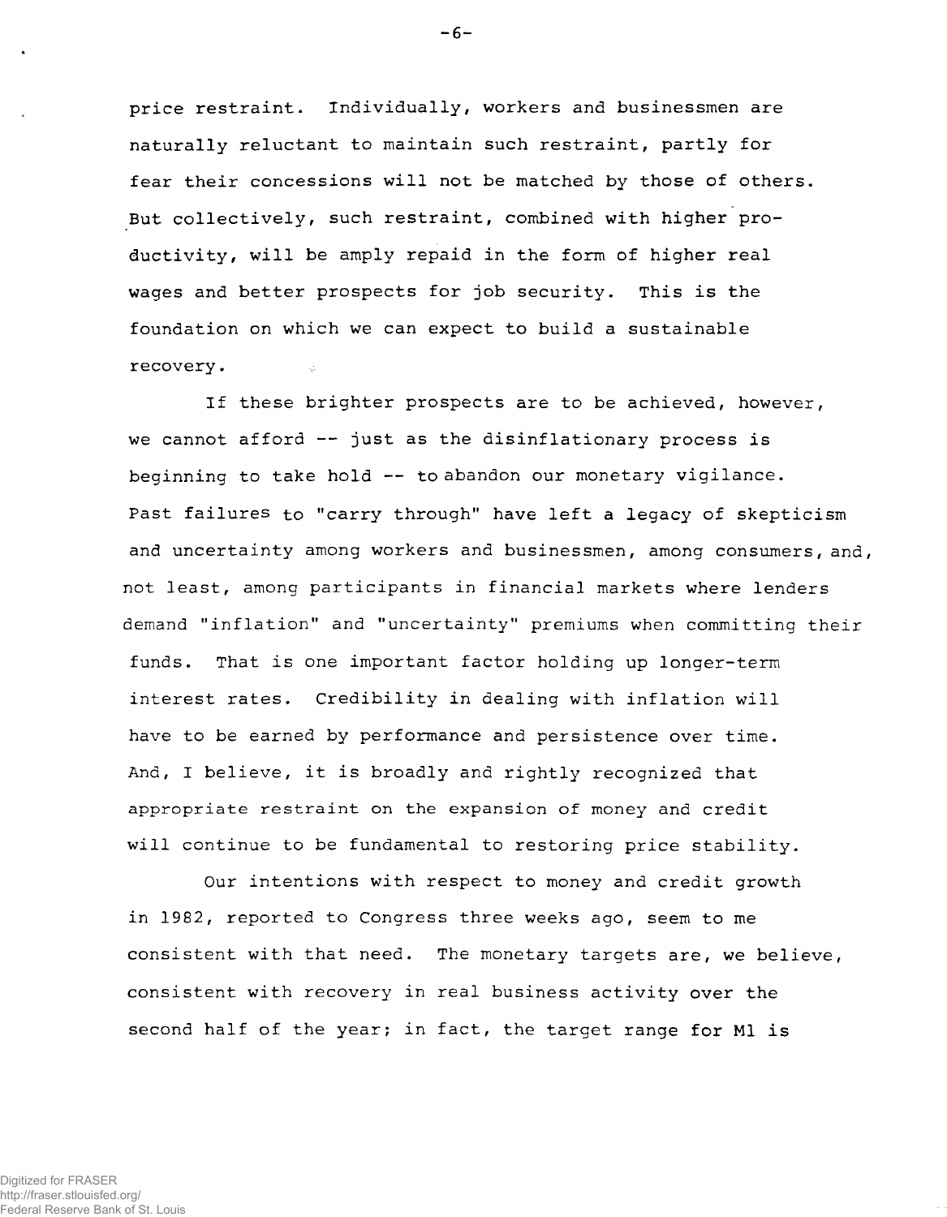price restraint. Individually, workers and businessmen are naturally reluctant to maintain such restraint, partly for fear their concessions will not be matched by those of others. But collectively, such restraint, combined with higher productivity, will be amply repaid in the form of higher real wages and better prospects for job security. This is the foundation on which we can expect to build a sustainable recovery.

If these brighter prospects are to be achieved, however, we cannot afford -- just as the disinflationary process is beginning to take hold -- to abandon our monetary vigilance. Past failures to "carry through" have left a legacy of skepticism and uncertainty among workers and businessmen, among consumers, and, not least, among participants in financial markets where lenders demand "inflation" and "uncertainty" premiums when committing their funds. That is one important factor holding up longer-term interest rates. Credibility in dealing with inflation will have to be earned by performance and persistence over time. And, I believe, it is broadly and rightly recognized that appropriate restraint on the expansion of money and credit will continue to be fundamental to restoring price stability.

Our intentions with respect to money and credit growth in 1982, reported to Congress three weeks ago, seem to me consistent with that need. The monetary targets are, we believe, consistent with recovery in real business activity over the second half of the year; in fact, the target range for M1 is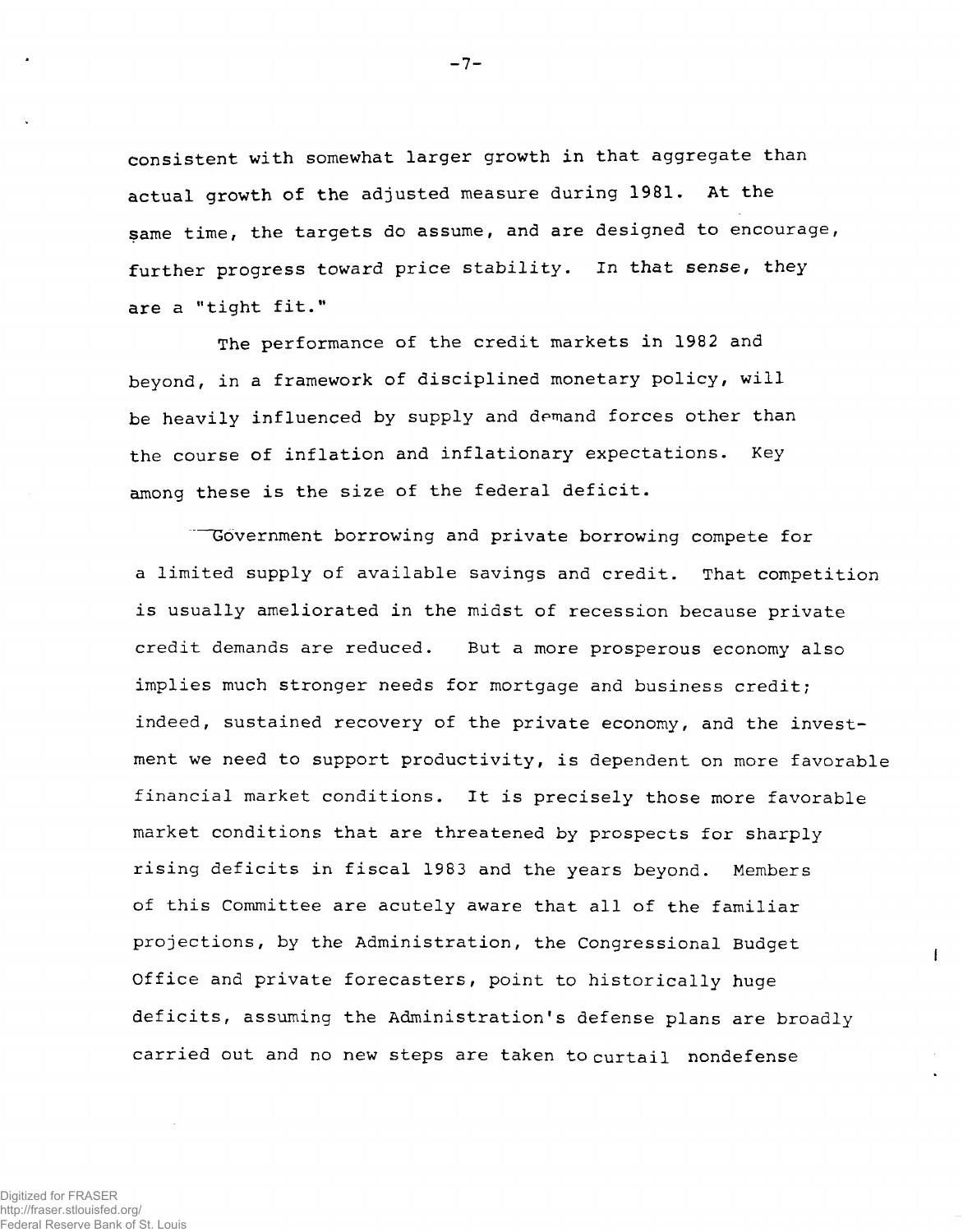consistent with somewhat larger growth in that aggregate than actual growth of the adjusted measure during 1981. At the same time, the targets do assume, and are designed to encourage, further progress toward price stability. In that sense, they are a "tight fit."

The performance of the credit markets in 1982 and beyond, in a framework of disciplined monetary policy, will be heavily influenced by supply and demand forces other than the course of inflation and inflationary expectations. Key among these is the size of the federal deficit.

Government borrowing and private borrowing compete for a limited supply of available savings and credit. That competition is usually ameliorated in the midst of recession because private credit demands are reduced. But a more prosperous economy also implies much stronger needs for mortgage and business credit; indeed, sustained recovery of the private economy, and the investment we need to support productivity, is dependent on more favorable financial market conditions. It is precisely those more favorable market conditions that are threatened by prospects for sharply rising deficits in fiscal 1983 and the years beyond. Members of this Committee are acutely aware that all of the familiar projections, by the Administration, the Congressional Budget Office and private forecasters, point to historically huge deficits, assuming the Administration's defense plans are broadly carried out and no new steps are taken to curtail nondefense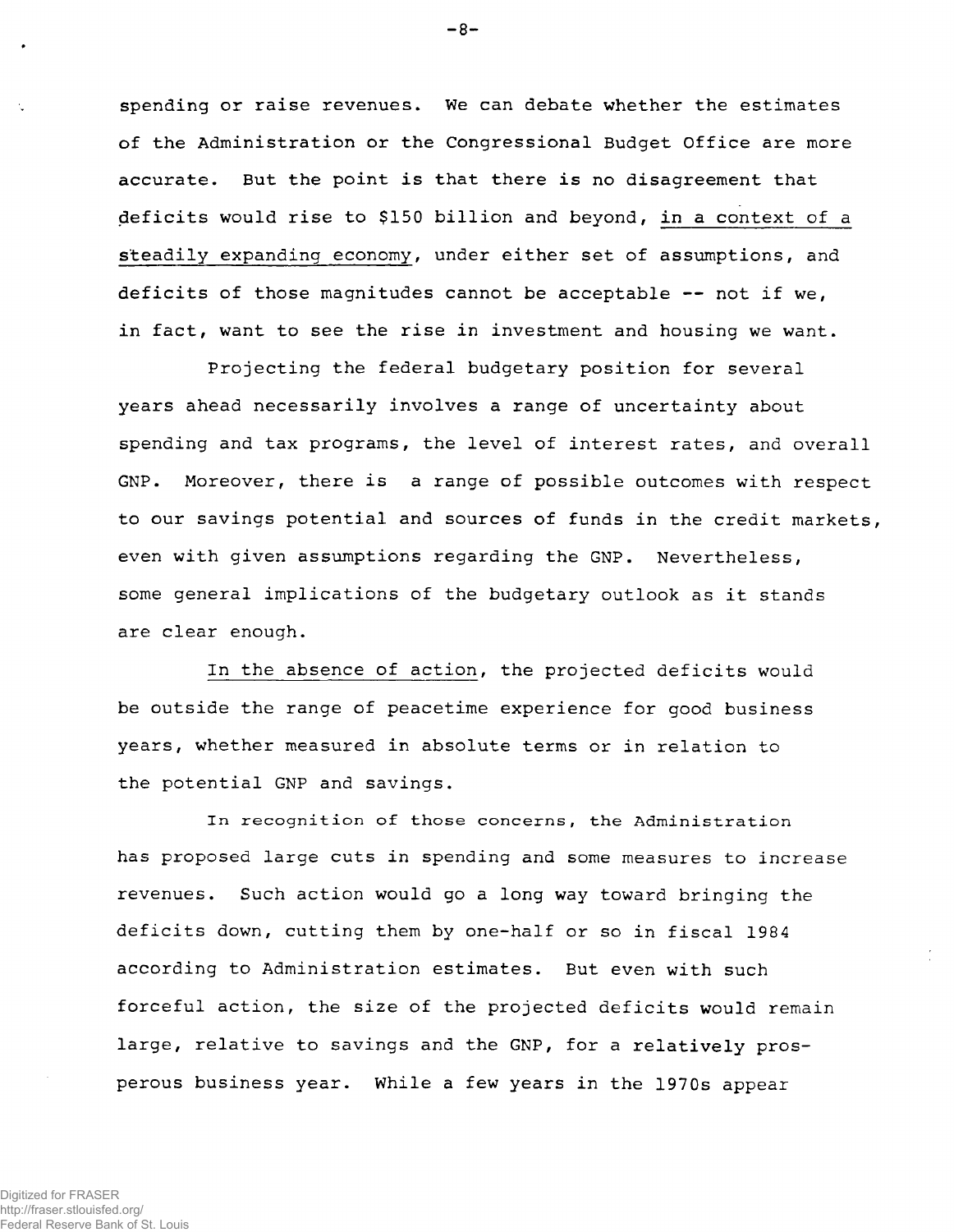spending or raise revenues. We can debate whether the estimates of the Administration or the Congressional Budget Office are more accurate. But the point is that there is no disagreement that deficits would rise to $150 billion and beyond, <u>in a context of a steadily expanding economy</u>, under either set of assumptions, and deficits of those magnitudes cannot be acceptable -- not if we, in fact, want to see the rise in investment and housing we want.

Projecting the federal budgetary position for several years ahead necessarily involves a range of uncertainty about spending and tax programs, the level of interest rates, and overall GNP. Moreover, there is a range of possible outcomes with respect to our savings potential and sources of funds in the credit markets, even with given assumptions regarding the GNP. Nevertheless, some general implications of the budgetary outlook as it stands are clear enough.

<u>In the absence of action</u>, the projected deficits would be outside the range of peacetime experience for good business years, whether measured in absolute terms or in relation to the potential GNP and savings.

In recognition of those concerns, the Administration has proposed large cuts in spending and some measures to increase revenues. Such action would go a long way toward bringing the deficits down, cutting them by one-half or so in fiscal 1984 according to Administration estimates. But even with such forceful action, the size of the projected deficits would remain large, relative to savings and the GNP, for a relatively prosperous business year. While a few years in the 1970s appear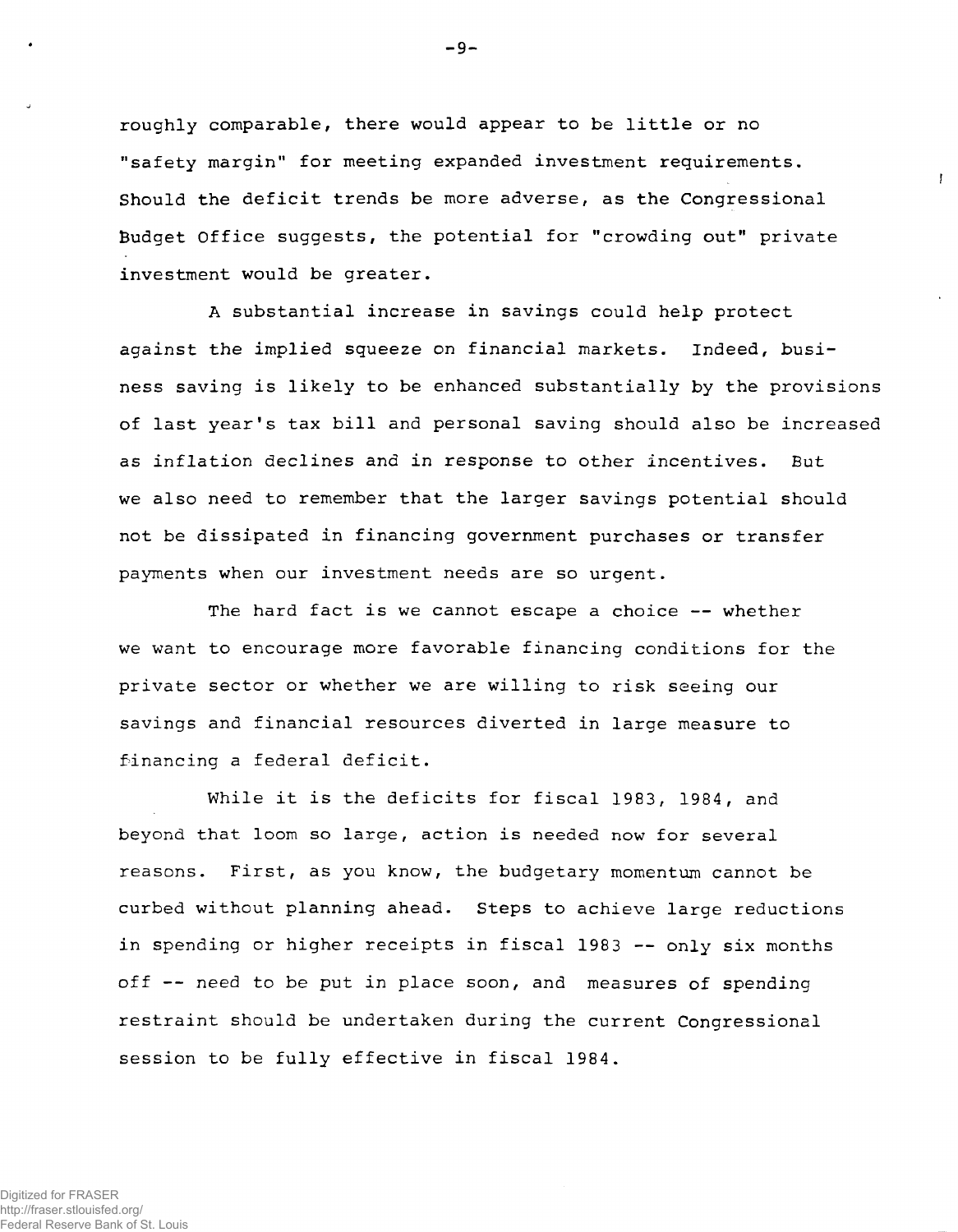roughly comparable, there would appear to be little or no "safety margin" for meeting expanded investment requirements. Should the deficit trends be more adverse, as the Congressional Budget Office suggests, the potential for "crowding out" private investment would be greater.

A substantial increase in savings could help protect against the implied squeeze on financial markets. Indeed, business saving is likely to be enhanced substantially by the provisions of last year's tax bill and personal saving should also be increased as inflation declines and in response to other incentives. But we also need to remember that the larger savings potential should not be dissipated in financing government purchases or transfer payments when our investment needs are so urgent.

The hard fact is we cannot escape a choice -- whether we want to encourage more favorable financing conditions for the private sector or whether we are willing to risk seeing our savings and financial resources diverted in large measure to financing a federal deficit.

While it is the deficits for fiscal 1983, 1984, and beyond that loom so large, action is needed now for several reasons. First, as you know, the budgetary momentum cannot be curbed without planning ahead. Steps to achieve large reductions in spending or higher receipts in fiscal 1983 -- only six months off -- need to be put in place soon, and measures of spending restraint should be undertaken during the current Congressional session to be fully effective in fiscal 1984.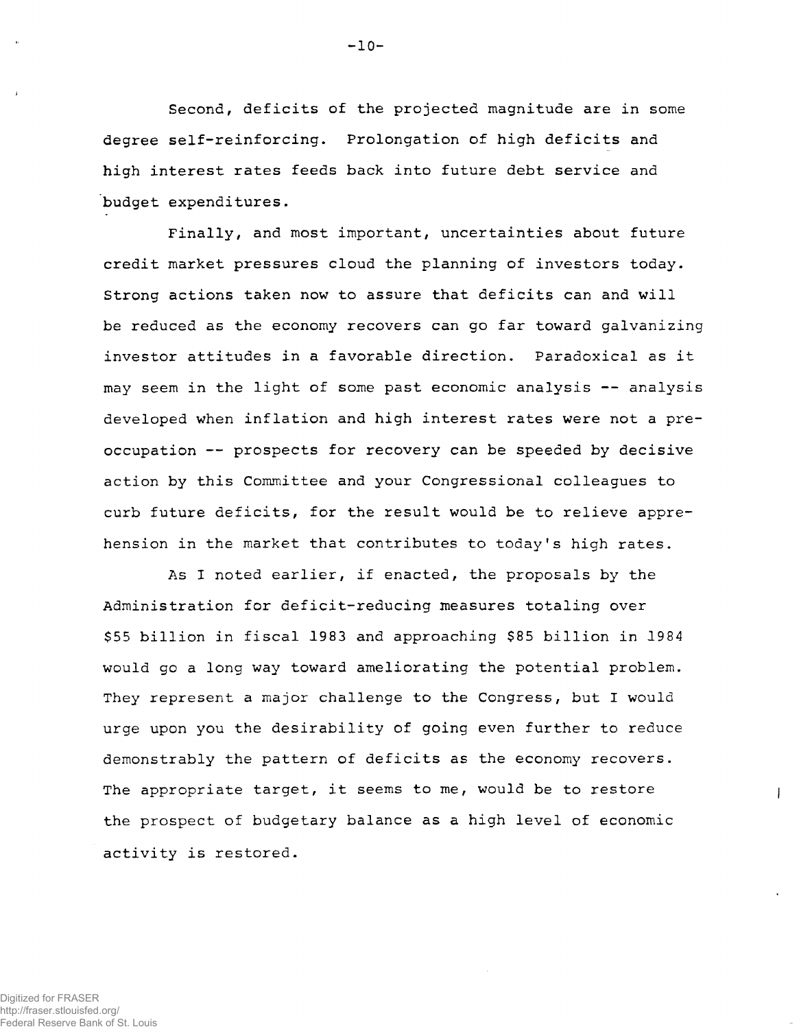Second, deficits of the projected magnitude are in some degree self-reinforcing. Prolongation of high deficits and high interest rates feeds back into future debt service and budget expenditures.

Finally, and most important, uncertainties about future credit market pressures cloud the planning of investors today. Strong actions taken now to assure that deficits can and will be reduced as the economy recovers can go far toward galvanizing investor attitudes in a favorable direction. Paradoxical as it may seem in the light of some past economic analysis -- analysis developed when inflation and high interest rates were not a preoccupation -- prospects for recovery can be speeded by decisive action by this Committee and your Congressional colleagues to curb future deficits, for the result would be to relieve apprehension in the market that contributes to today's high rates.

As I noted earlier, if enacted, the proposals by the Administration for deficit-reducing measures totaling over $55 billion in fiscal 1983 and approaching $85 billion in 1984 would go a long way toward ameliorating the potential problem. They represent a major challenge to the Congress, but I would urge upon you the desirability of going even further to reduce demonstrably the pattern of deficits as the economy recovers. The appropriate target, it seems to me, would be to restore the prospect of budgetary balance as a high level of economic activity is restored.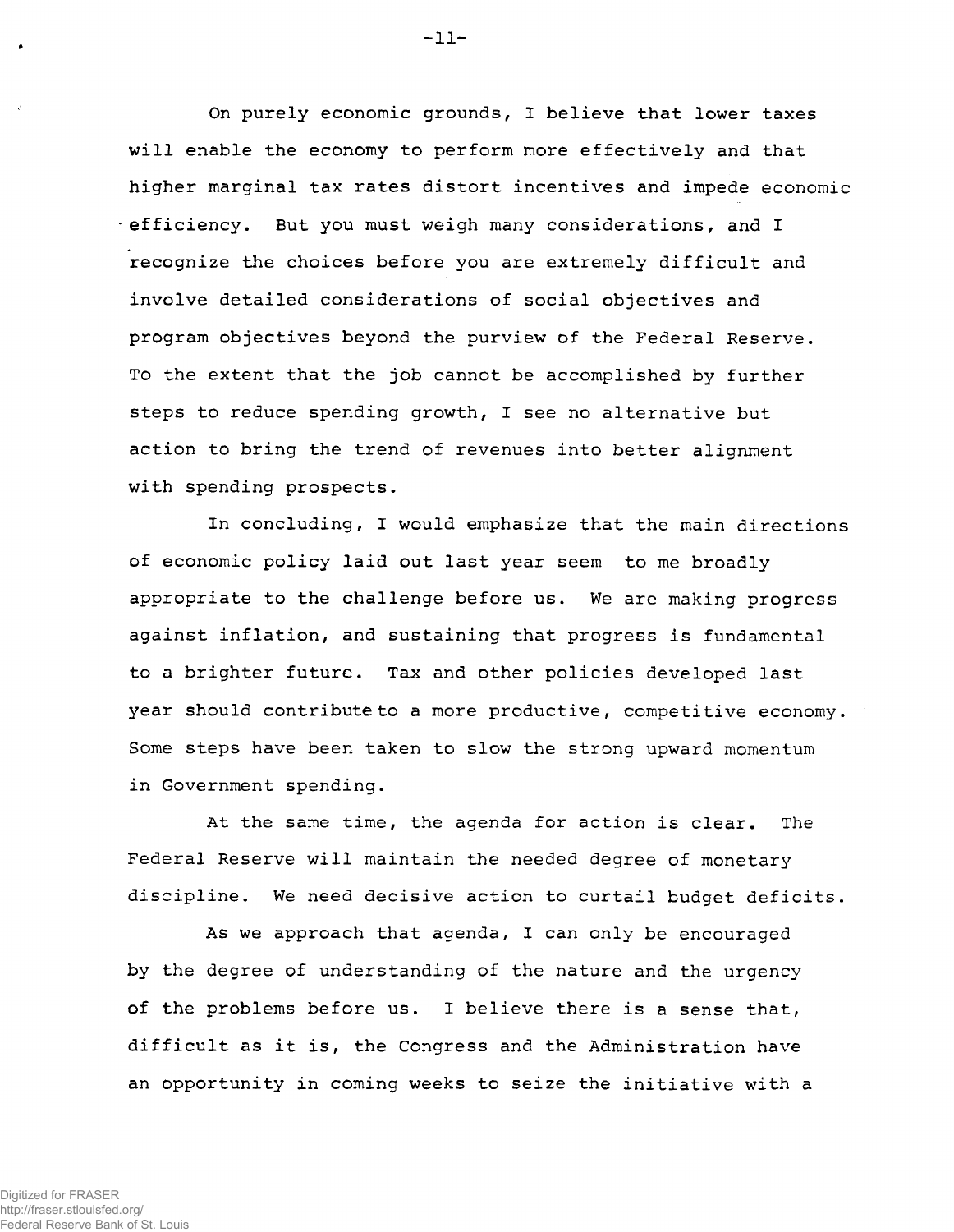On purely economic grounds, I believe that lower taxes will enable the economy to perform more effectively and that higher marginal tax rates distort incentives and impede economic efficiency. But you must weigh many considerations, and I recognize the choices before you are extremely difficult and involve detailed considerations of social objectives and program objectives beyond the purview of the Federal Reserve. To the extent that the job cannot be accomplished by further steps to reduce spending growth, I see no alternative but action to bring the trend of revenues into better alignment with spending prospects.

In concluding, I would emphasize that the main directions of economic policy laid out last year seem to me broadly appropriate to the challenge before us. We are making progress against inflation, and sustaining that progress is fundamental to a brighter future. Tax and other policies developed last year should contribute to a more productive, competitive economy. Some steps have been taken to slow the strong upward momentum in Government spending.

At the same time, the agenda for action is clear. The Federal Reserve will maintain the needed degree of monetary discipline. We need decisive action to curtail budget deficits.

As we approach that agenda, I can only be encouraged by the degree of understanding of the nature and the urgency of the problems before us. I believe there is a sense that, difficult as it is, the Congress and the Administration have an opportunity in coming weeks to seize the initiative with a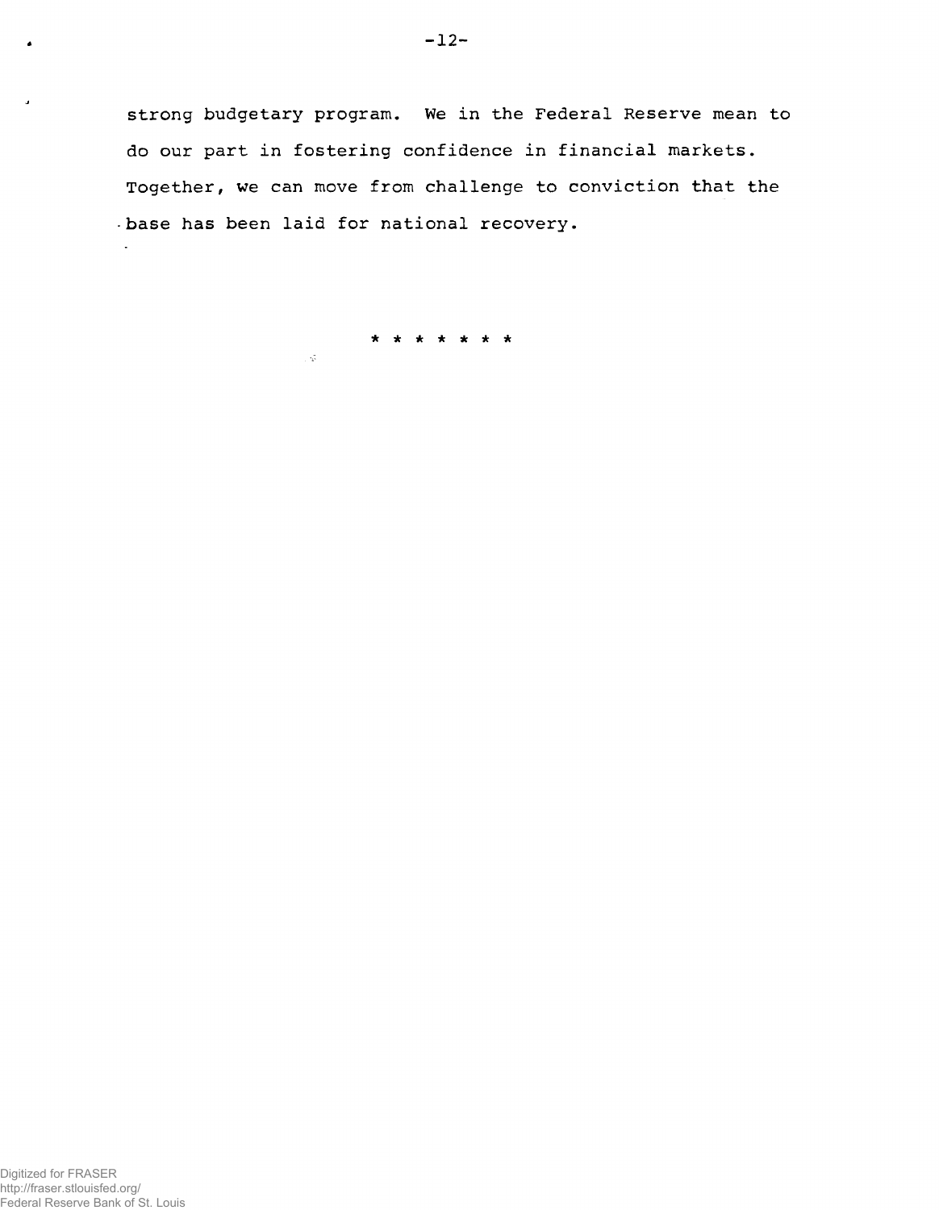strong budgetary program. We in the Federal Reserve mean to do our part in fostering confidence in financial markets. Together, we can move from challenge to conviction that the base has been laid for national recovery.

* * * * * * *